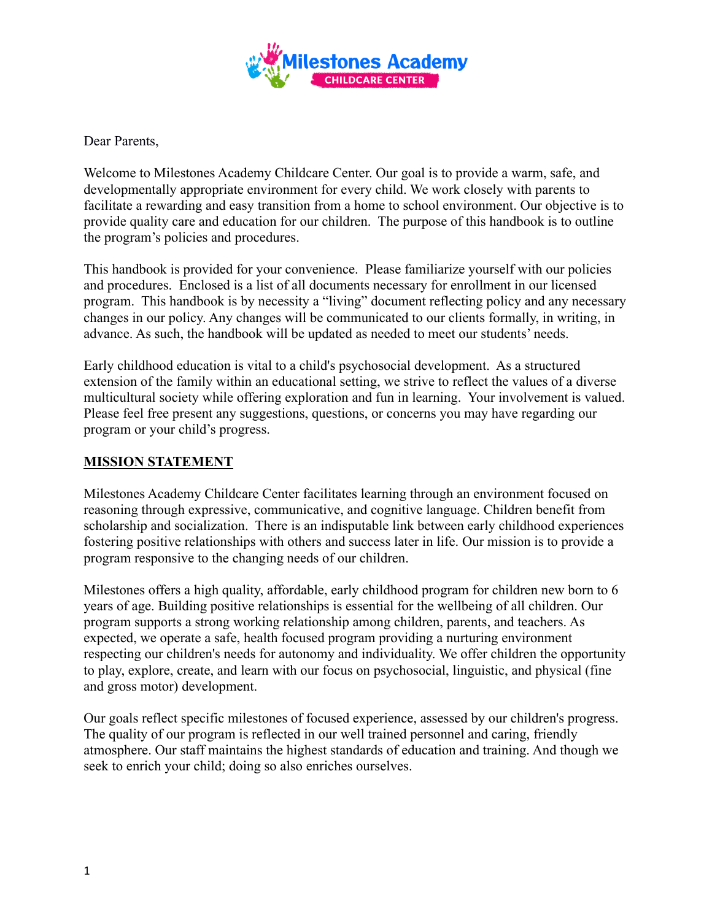Milestones Academy

CHILDCARE CENTER

Dear Parents,

Welcome to Milestones Academy Childcare Center. Our goal is to provide a warm, safe, and developmentally appropriate environment for every child. We work closely with parents to facilitate a rewarding and easy transition from a home to school environment. Our objective is to provide quality care and education for our children. The purpose of this handbook is to outline the program's policies and procedures.

This handbook is provided for your convenience. Please familiarize yourself with our policies and procedures. Enclosed is a list of all documents necessary for enrollment in our licensed program. This handbook is by necessity a "living" document reflecting policy and any necessary changes in our policy. Any changes will be communicated to our clients formally, in writing, in advance. As such, the handbook will be updated as needed to meet our students' needs.

Early childhood education is vital to a child's psychosocial development. As a structured extension of the family within an educational setting, we strive to reflect the values of a diverse multicultural society while offering exploration and fun in learning. Your involvement is valued. Please feel free present any suggestions, questions, or concerns you may have regarding our program or your child's progress.

## MISSION STATEMENT

Milestones Academy Childcare Center facilitates learning through an environment focused on reasoning through expressive, communicative, and cognitive language. Children benefit from scholarship and socialization. There is an indisputable link between early childhood experiences fostering positive relationships with others and success later in life. Our mission is to provide a program responsive to the changing needs of our children.

Milestones offers a high quality, affordable, early childhood program for children new born to 6 years of age. Building positive relationships is essential for the wellbeing of all children. Our program supports a strong working relationship among children, parents, and teachers. As expected, we operate a safe, health focused program providing a nurturing environment respecting our children's needs for autonomy and individuality. We offer children the opportunity to play, explore, create, and learn with our focus on psychosocial, linguistic, and physical (fine and gross motor) development.

Our goals reflect specific milestones of focused experience, assessed by our children's progress. The quality of our program is reflected in our well trained personnel and caring, friendly atmosphere. Our staff maintains the highest standards of education and training. And though we seek to enrich your child; doing so also enriches ourselves.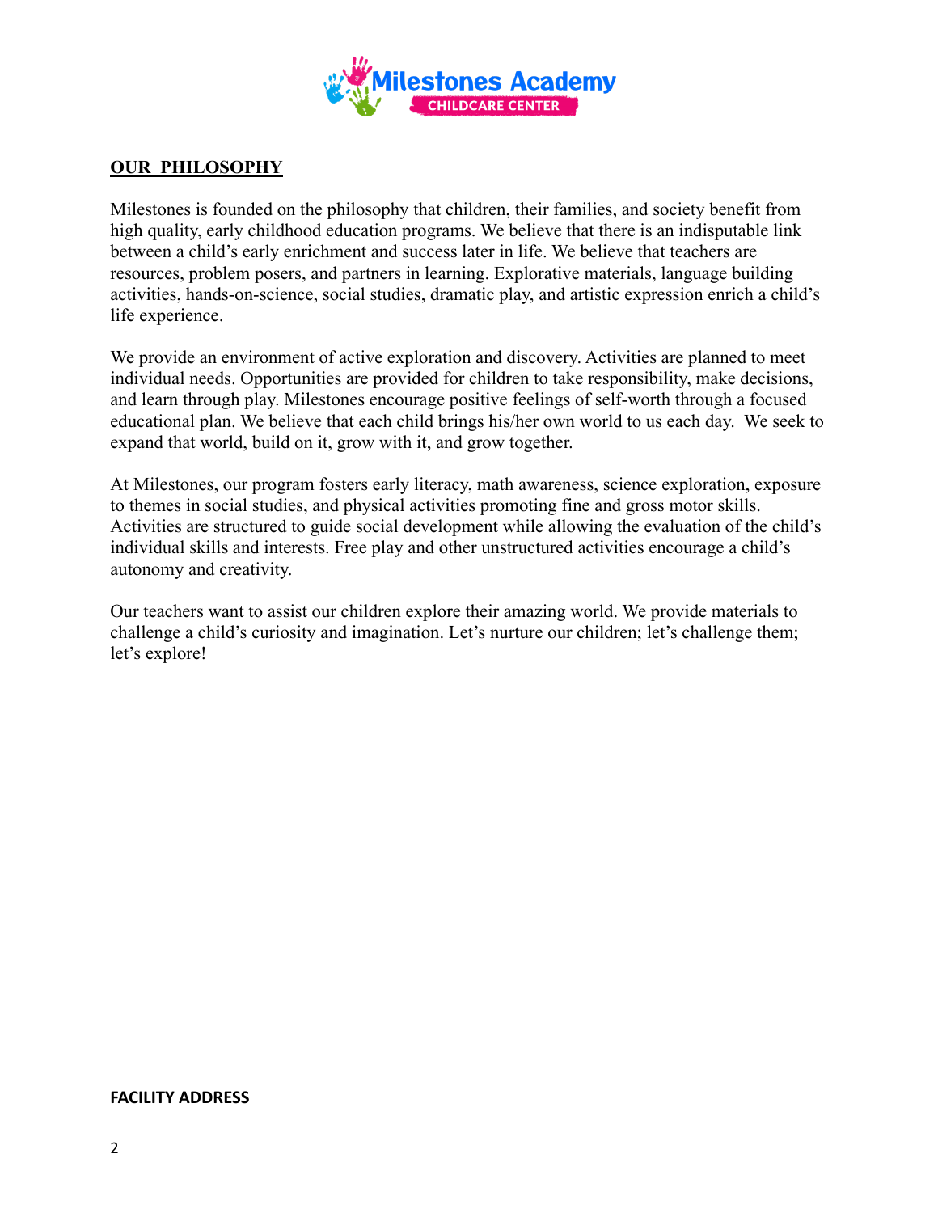## OUR PHILOSOPHY

Milestones is founded on the philosophy that children, their families, and society benefit from high quality, early childhood education programs. We believe that there is an indisputable link between a child's early enrichment and success later in life. We believe that teachers are resources, problem posers, and partners in learning. Explorative materials, language building activities, hands-on-science, social studies, dramatic play, and artistic expression enrich a child's life experience.

We provide an environment of active exploration and discovery. Activities are planned to meet individual needs. Opportunities are provided for children to take responsibility, make decisions, and learn through play. Milestones encourage positive feelings of self-worth through a focused educational plan. We believe that each child brings his/her own world to us each day. We seek to expand that world, build on it, grow with it, and grow together.

At Milestones, our program fosters early literacy, math awareness, science exploration, exposure to themes in social studies, and physical activities promoting fine and gross motor skills. Activities are structured to guide social development while allowing the evaluation of the child's individual skills and interests. Free play and other unstructured activities encourage a child's autonomy and creativity.

Our teachers want to assist our children explore their amazing world. We provide materials to challenge a child's curiosity and imagination. Let's nurture our children; let's challenge them; let's explore!

**FACILITY ADDRESS**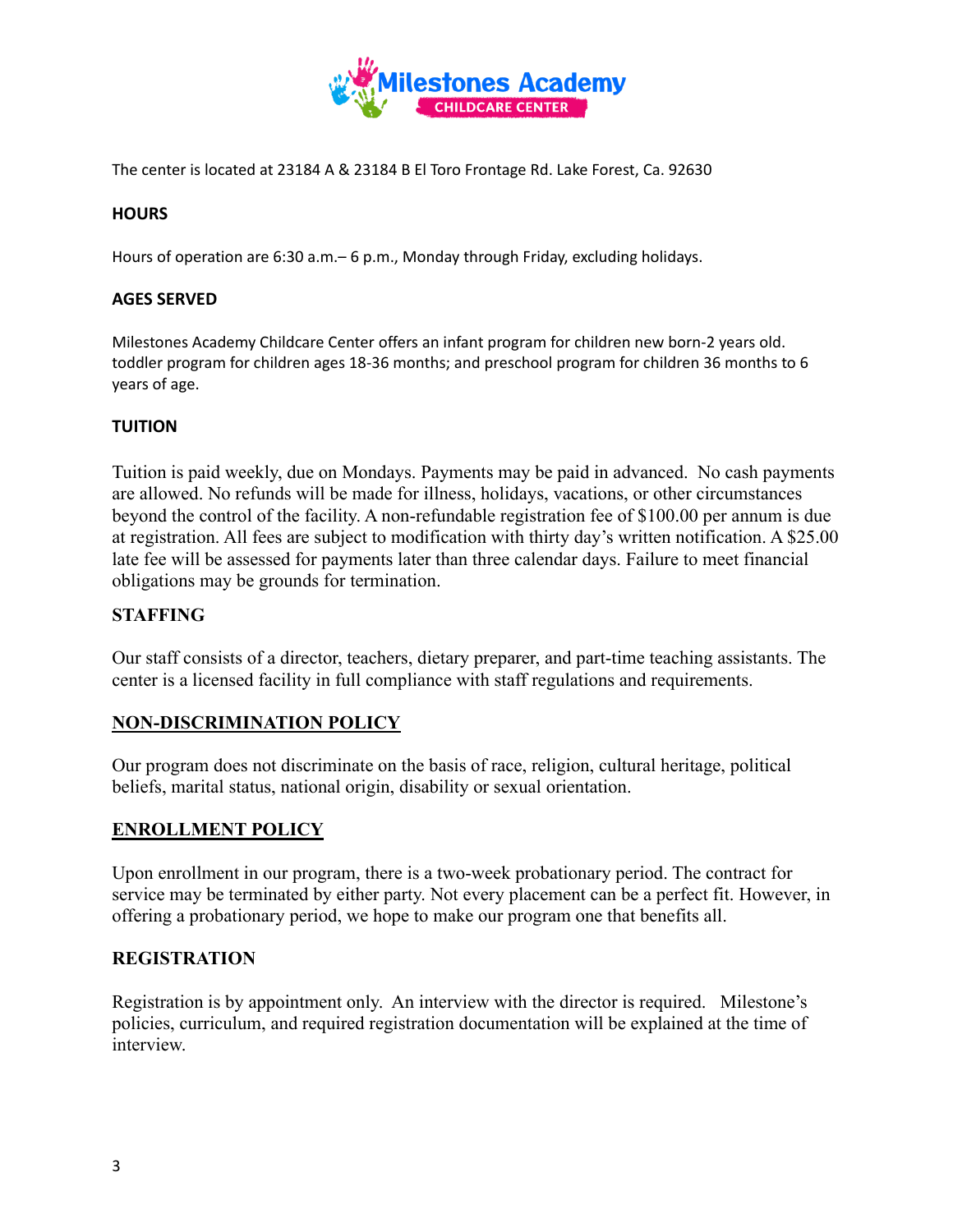Milestones Academy
CHILDCARE CENTER

The center is located at 23184 A & 23184 B El Toro Frontage Rd. Lake Forest, Ca. 92630

**HOURS**

Hours of operation are 6:30 a.m.– 6 p.m., Monday through Friday, excluding holidays.

**AGES SERVED**

Milestones Academy Childcare Center offers an infant program for children new born-2 years old. toddler program for children ages 18-36 months; and preschool program for children 36 months to 6 years of age.

**TUITION**

Tuition is paid weekly, due on Mondays. Payments may be paid in advanced. No cash payments are allowed. No refunds will be made for illness, holidays, vacations, or other circumstances beyond the control of the facility. A non-refundable registration fee of $100.00 per annum is due at registration. All fees are subject to modification with thirty day's written notification. A $25.00 late fee will be assessed for payments later than three calendar days. Failure to meet financial obligations may be grounds for termination.

**STAFFING**

Our staff consists of a director, teachers, dietary preparer, and part-time teaching assistants. The center is a licensed facility in full compliance with staff regulations and requirements.

**NON-DISCRIMINATION POLICY**

Our program does not discriminate on the basis of race, religion, cultural heritage, political beliefs, marital status, national origin, disability or sexual orientation.

**ENROLLMENT POLICY**

Upon enrollment in our program, there is a two-week probationary period. The contract for service may be terminated by either party. Not every placement can be a perfect fit. However, in offering a probationary period, we hope to make our program one that benefits all.

**REGISTRATION**

Registration is by appointment only. An interview with the director is required. Milestone's policies, curriculum, and required registration documentation will be explained at the time of interview.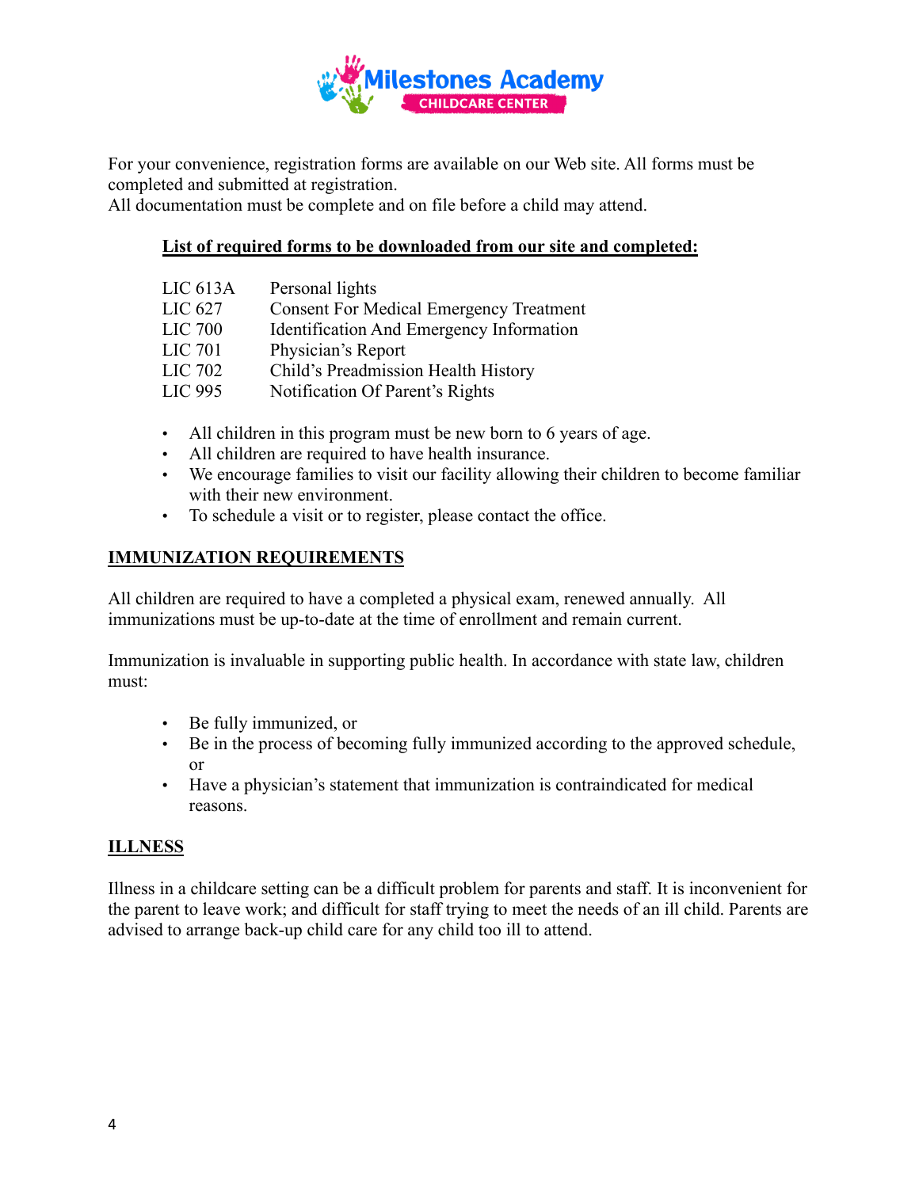For your convenience, registration forms are available on our Web site. All forms must be completed and submitted at registration.
All documentation must be complete and on file before a child may attend.

**List of required forms to be downloaded from our site and completed:**

| | |
|---|---|
| LIC 613A | Personal lights |
| LIC 627 | Consent For Medical Emergency Treatment |
| LIC 700 | Identification And Emergency Information |
| LIC 701 | Physician's Report |
| LIC 702 | Child's Preadmission Health History |
| LIC 995 | Notification Of Parent's Rights |

- All children in this program must be new born to 6 years of age.
- All children are required to have health insurance.
- We encourage families to visit our facility allowing their children to become familiar with their new environment.
- To schedule a visit or to register, please contact the office.

## IMMUNIZATION REQUIREMENTS

All children are required to have a completed a physical exam, renewed annually. All immunizations must be up-to-date at the time of enrollment and remain current.

Immunization is invaluable in supporting public health. In accordance with state law, children must:

- Be fully immunized, or
- Be in the process of becoming fully immunized according to the approved schedule, or
- Have a physician's statement that immunization is contraindicated for medical reasons.

## ILLNESS

Illness in a childcare setting can be a difficult problem for parents and staff. It is inconvenient for the parent to leave work; and difficult for staff trying to meet the needs of an ill child. Parents are advised to arrange back-up child care for any child too ill to attend.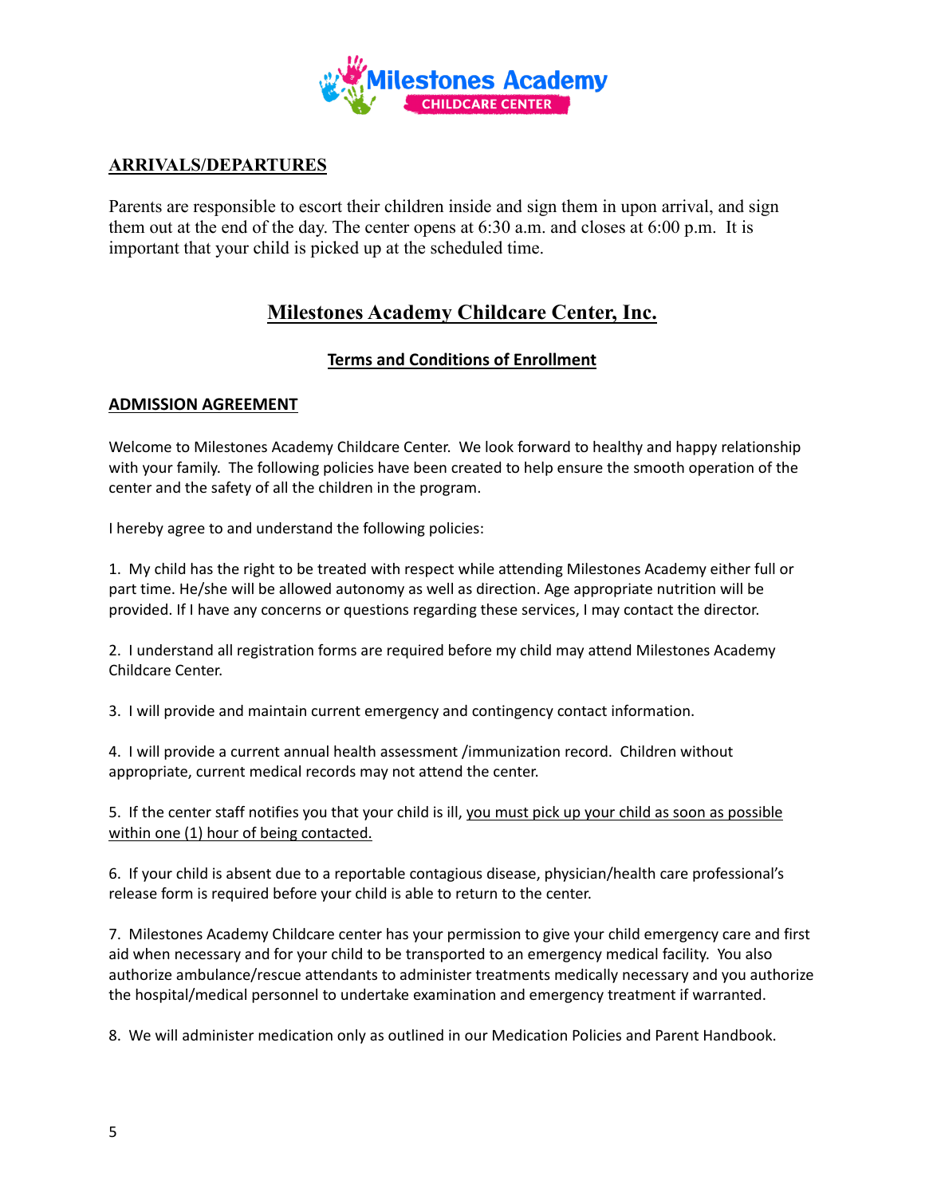## ARRIVALS/DEPARTURES

Parents are responsible to escort their children inside and sign them in upon arrival, and sign them out at the end of the day. The center opens at 6:30 a.m. and closes at 6:00 p.m. It is important that your child is picked up at the scheduled time.

# Milestones Academy Childcare Center, Inc.

### Terms and Conditions of Enrollment

## ADMISSION AGREEMENT

Welcome to Milestones Academy Childcare Center. We look forward to healthy and happy relationship with your family. The following policies have been created to help ensure the smooth operation of the center and the safety of all the children in the program.

I hereby agree to and understand the following policies:

1. My child has the right to be treated with respect while attending Milestones Academy either full or part time. He/she will be allowed autonomy as well as direction. Age appropriate nutrition will be provided. If I have any concerns or questions regarding these services, I may contact the director.

2. I understand all registration forms are required before my child may attend Milestones Academy Childcare Center.

3. I will provide and maintain current emergency and contingency contact information.

4. I will provide a current annual health assessment /immunization record. Children without appropriate, current medical records may not attend the center.

5. If the center staff notifies you that your child is ill, <u>you must pick up your child as soon as possible within one (1) hour of being contacted.</u>

6. If your child is absent due to a reportable contagious disease, physician/health care professional's release form is required before your child is able to return to the center.

7. Milestones Academy Childcare center has your permission to give your child emergency care and first aid when necessary and for your child to be transported to an emergency medical facility. You also authorize ambulance/rescue attendants to administer treatments medically necessary and you authorize the hospital/medical personnel to undertake examination and emergency treatment if warranted.

8. We will administer medication only as outlined in our Medication Policies and Parent Handbook.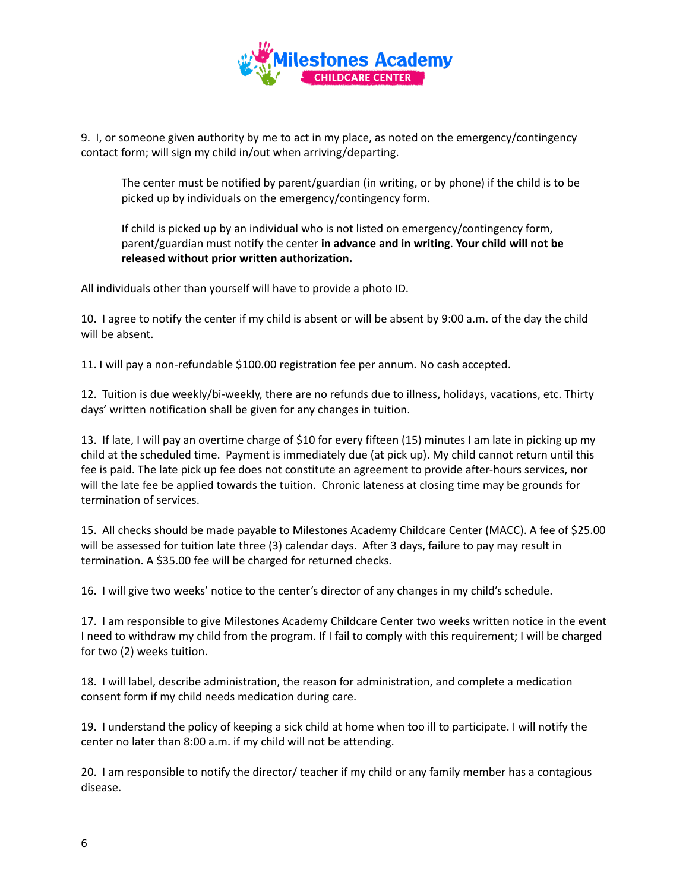9. I, or someone given authority by me to act in my place, as noted on the emergency/contingency contact form; will sign my child in/out when arriving/departing.

> The center must be notified by parent/guardian (in writing, or by phone) if the child is to be picked up by individuals on the emergency/contingency form.
>
> If child is picked up by an individual who is not listed on emergency/contingency form, parent/guardian must notify the center **in advance and in writing**. **Your child will not be released without prior written authorization.**

All individuals other than yourself will have to provide a photo ID.

10. I agree to notify the center if my child is absent or will be absent by 9:00 a.m. of the day the child will be absent.

11. I will pay a non-refundable $100.00 registration fee per annum. No cash accepted.

12. Tuition is due weekly/bi-weekly, there are no refunds due to illness, holidays, vacations, etc. Thirty days' written notification shall be given for any changes in tuition.

13. If late, I will pay an overtime charge of $10 for every fifteen (15) minutes I am late in picking up my child at the scheduled time. Payment is immediately due (at pick up). My child cannot return until this fee is paid. The late pick up fee does not constitute an agreement to provide after-hours services, nor will the late fee be applied towards the tuition. Chronic lateness at closing time may be grounds for termination of services.

15. All checks should be made payable to Milestones Academy Childcare Center (MACC). A fee of $25.00 will be assessed for tuition late three (3) calendar days. After 3 days, failure to pay may result in termination. A $35.00 fee will be charged for returned checks.

16. I will give two weeks' notice to the center's director of any changes in my child's schedule.

17. I am responsible to give Milestones Academy Childcare Center two weeks written notice in the event I need to withdraw my child from the program. If I fail to comply with this requirement; I will be charged for two (2) weeks tuition.

18. I will label, describe administration, the reason for administration, and complete a medication consent form if my child needs medication during care.

19. I understand the policy of keeping a sick child at home when too ill to participate. I will notify the center no later than 8:00 a.m. if my child will not be attending.

20. I am responsible to notify the director/ teacher if my child or any family member has a contagious disease.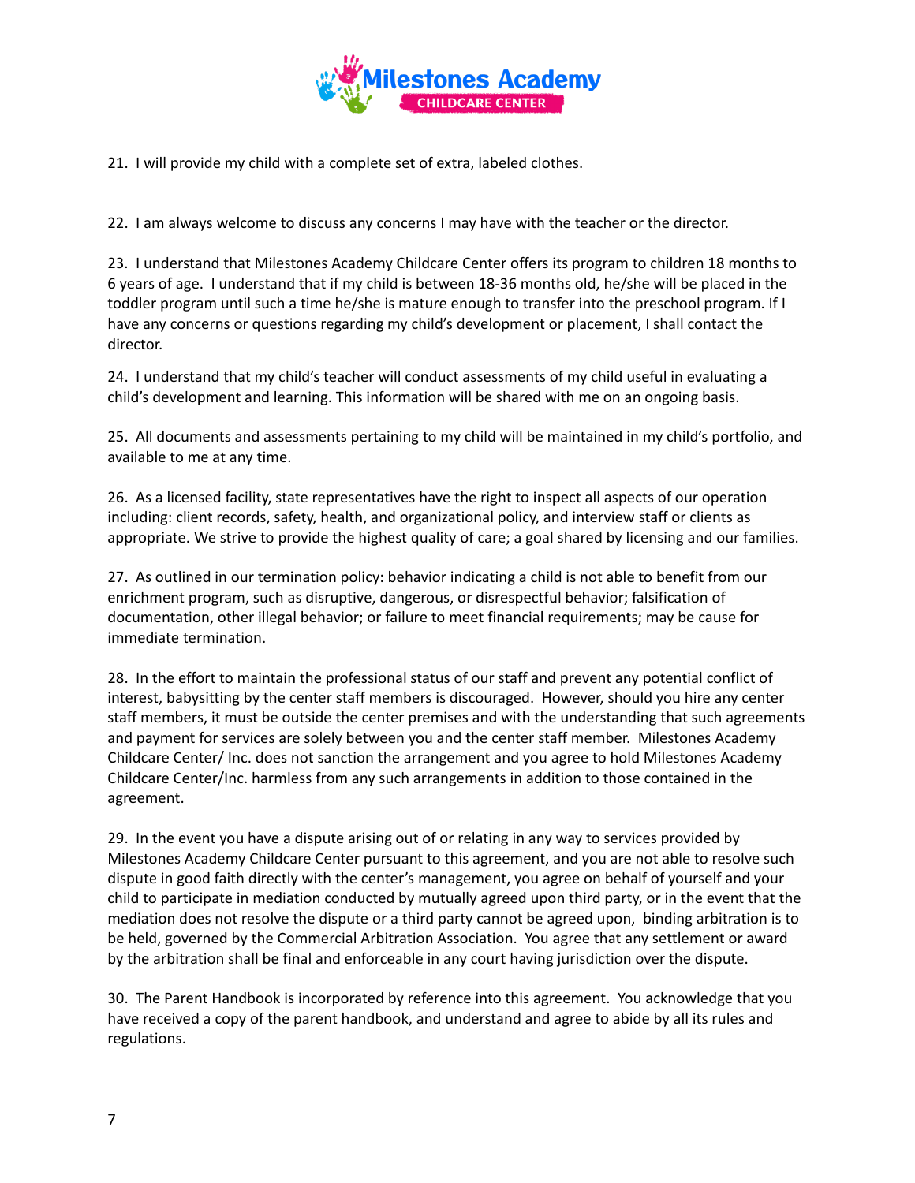21. I will provide my child with a complete set of extra, labeled clothes.

22. I am always welcome to discuss any concerns I may have with the teacher or the director.

23. I understand that Milestones Academy Childcare Center offers its program to children 18 months to 6 years of age. I understand that if my child is between 18-36 months old, he/she will be placed in the toddler program until such a time he/she is mature enough to transfer into the preschool program. If I have any concerns or questions regarding my child's development or placement, I shall contact the director.

24. I understand that my child's teacher will conduct assessments of my child useful in evaluating a child's development and learning. This information will be shared with me on an ongoing basis.

25. All documents and assessments pertaining to my child will be maintained in my child's portfolio, and available to me at any time.

26. As a licensed facility, state representatives have the right to inspect all aspects of our operation including: client records, safety, health, and organizational policy, and interview staff or clients as appropriate. We strive to provide the highest quality of care; a goal shared by licensing and our families.

27. As outlined in our termination policy: behavior indicating a child is not able to benefit from our enrichment program, such as disruptive, dangerous, or disrespectful behavior; falsification of documentation, other illegal behavior; or failure to meet financial requirements; may be cause for immediate termination.

28. In the effort to maintain the professional status of our staff and prevent any potential conflict of interest, babysitting by the center staff members is discouraged. However, should you hire any center staff members, it must be outside the center premises and with the understanding that such agreements and payment for services are solely between you and the center staff member. Milestones Academy Childcare Center/ Inc. does not sanction the arrangement and you agree to hold Milestones Academy Childcare Center/Inc. harmless from any such arrangements in addition to those contained in the agreement.

29. In the event you have a dispute arising out of or relating in any way to services provided by Milestones Academy Childcare Center pursuant to this agreement, and you are not able to resolve such dispute in good faith directly with the center's management, you agree on behalf of yourself and your child to participate in mediation conducted by mutually agreed upon third party, or in the event that the mediation does not resolve the dispute or a third party cannot be agreed upon, binding arbitration is to be held, governed by the Commercial Arbitration Association. You agree that any settlement or award by the arbitration shall be final and enforceable in any court having jurisdiction over the dispute.

30. The Parent Handbook is incorporated by reference into this agreement. You acknowledge that you have received a copy of the parent handbook, and understand and agree to abide by all its rules and regulations.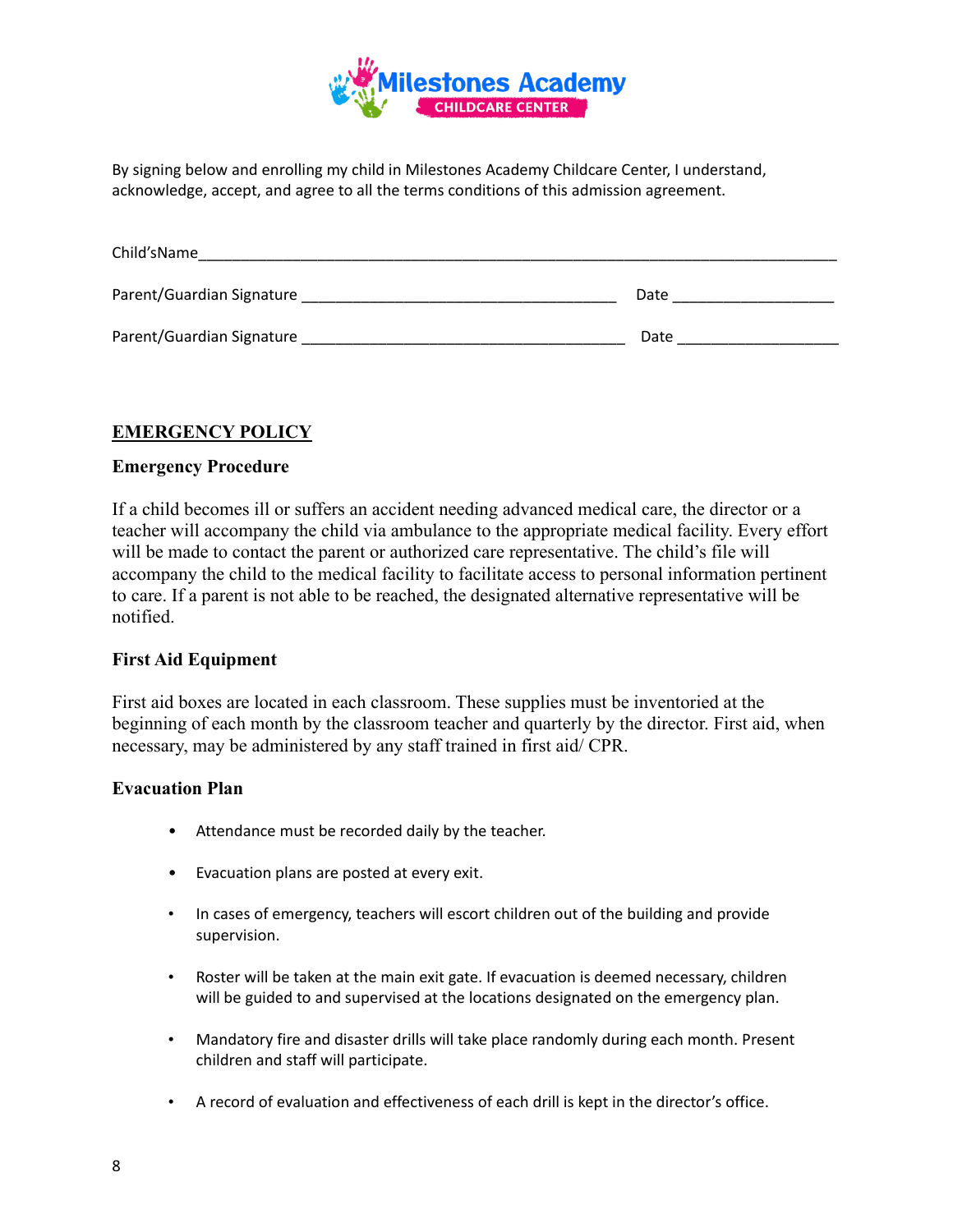Milestones Academy
CHILDCARE CENTER

By signing below and enrolling my child in Milestones Academy Childcare Center, I understand, acknowledge, accept, and agree to all the terms conditions of this admission agreement.

Child'sName_______________________________________________________________________________

Parent/Guardian Signature _______________________________________ Date ____________________

Parent/Guardian Signature _______________________________________ Date ____________________

## EMERGENCY POLICY

### Emergency Procedure

If a child becomes ill or suffers an accident needing advanced medical care, the director or a teacher will accompany the child via ambulance to the appropriate medical facility. Every effort will be made to contact the parent or authorized care representative. The child's file will accompany the child to the medical facility to facilitate access to personal information pertinent to care. If a parent is not able to be reached, the designated alternative representative will be notified.

### First Aid Equipment

First aid boxes are located in each classroom. These supplies must be inventoried at the beginning of each month by the classroom teacher and quarterly by the director. First aid, when necessary, may be administered by any staff trained in first aid/ CPR.

### Evacuation Plan

- Attendance must be recorded daily by the teacher.
- Evacuation plans are posted at every exit.
- In cases of emergency, teachers will escort children out of the building and provide supervision.
- Roster will be taken at the main exit gate. If evacuation is deemed necessary, children will be guided to and supervised at the locations designated on the emergency plan.
- Mandatory fire and disaster drills will take place randomly during each month. Present children and staff will participate.
- A record of evaluation and effectiveness of each drill is kept in the director's office.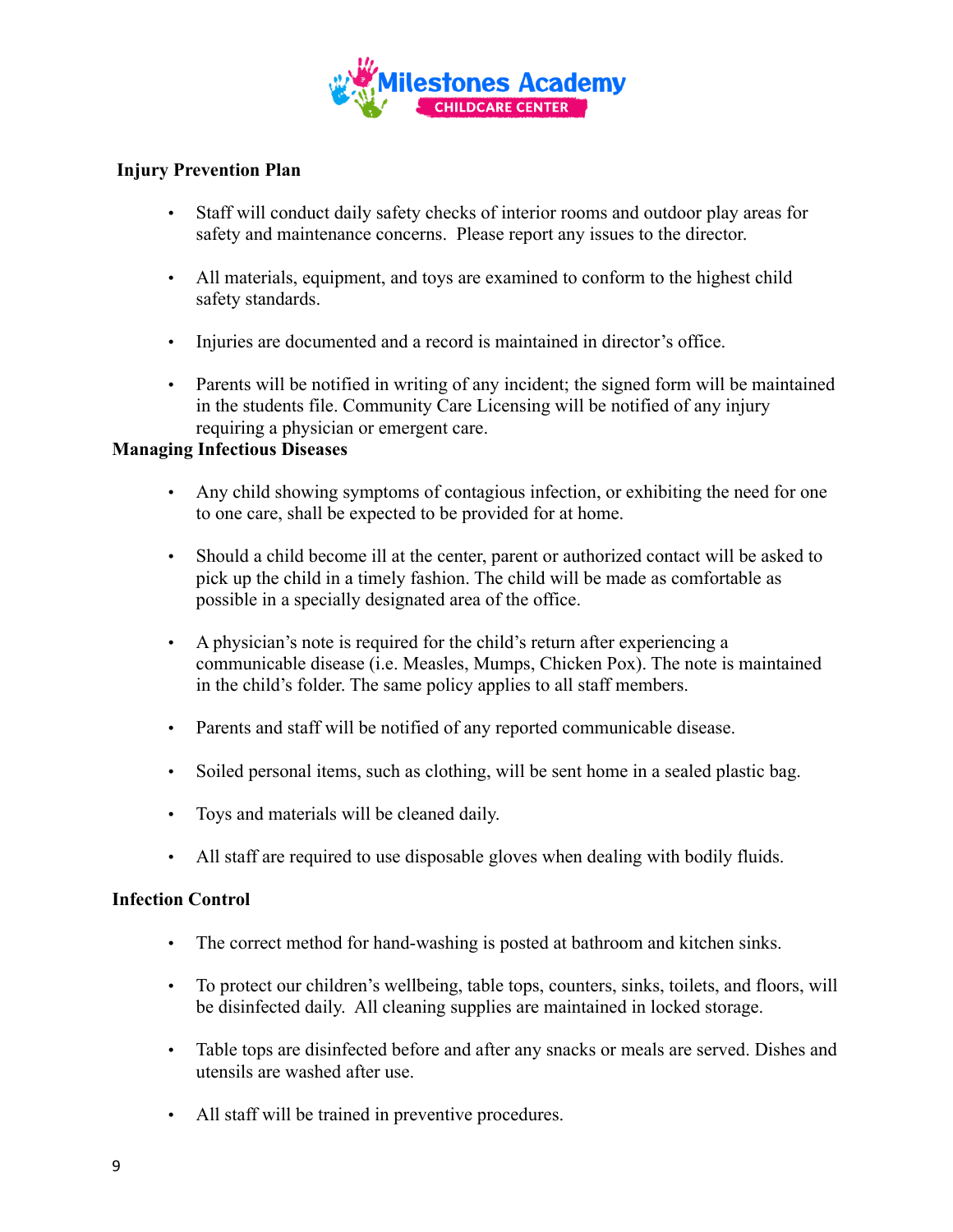**Injury Prevention Plan**

- Staff will conduct daily safety checks of interior rooms and outdoor play areas for safety and maintenance concerns. Please report any issues to the director.
- All materials, equipment, and toys are examined to conform to the highest child safety standards.
- Injuries are documented and a record is maintained in director's office.
- Parents will be notified in writing of any incident; the signed form will be maintained in the students file. Community Care Licensing will be notified of any injury requiring a physician or emergent care.

**Managing Infectious Diseases**

- Any child showing symptoms of contagious infection, or exhibiting the need for one to one care, shall be expected to be provided for at home.
- Should a child become ill at the center, parent or authorized contact will be asked to pick up the child in a timely fashion. The child will be made as comfortable as possible in a specially designated area of the office.
- A physician's note is required for the child's return after experiencing a communicable disease (i.e. Measles, Mumps, Chicken Pox). The note is maintained in the child's folder. The same policy applies to all staff members.
- Parents and staff will be notified of any reported communicable disease.
- Soiled personal items, such as clothing, will be sent home in a sealed plastic bag.
- Toys and materials will be cleaned daily.
- All staff are required to use disposable gloves when dealing with bodily fluids.

**Infection Control**

- The correct method for hand-washing is posted at bathroom and kitchen sinks.
- To protect our children's wellbeing, table tops, counters, sinks, toilets, and floors, will be disinfected daily. All cleaning supplies are maintained in locked storage.
- Table tops are disinfected before and after any snacks or meals are served. Dishes and utensils are washed after use.
- All staff will be trained in preventive procedures.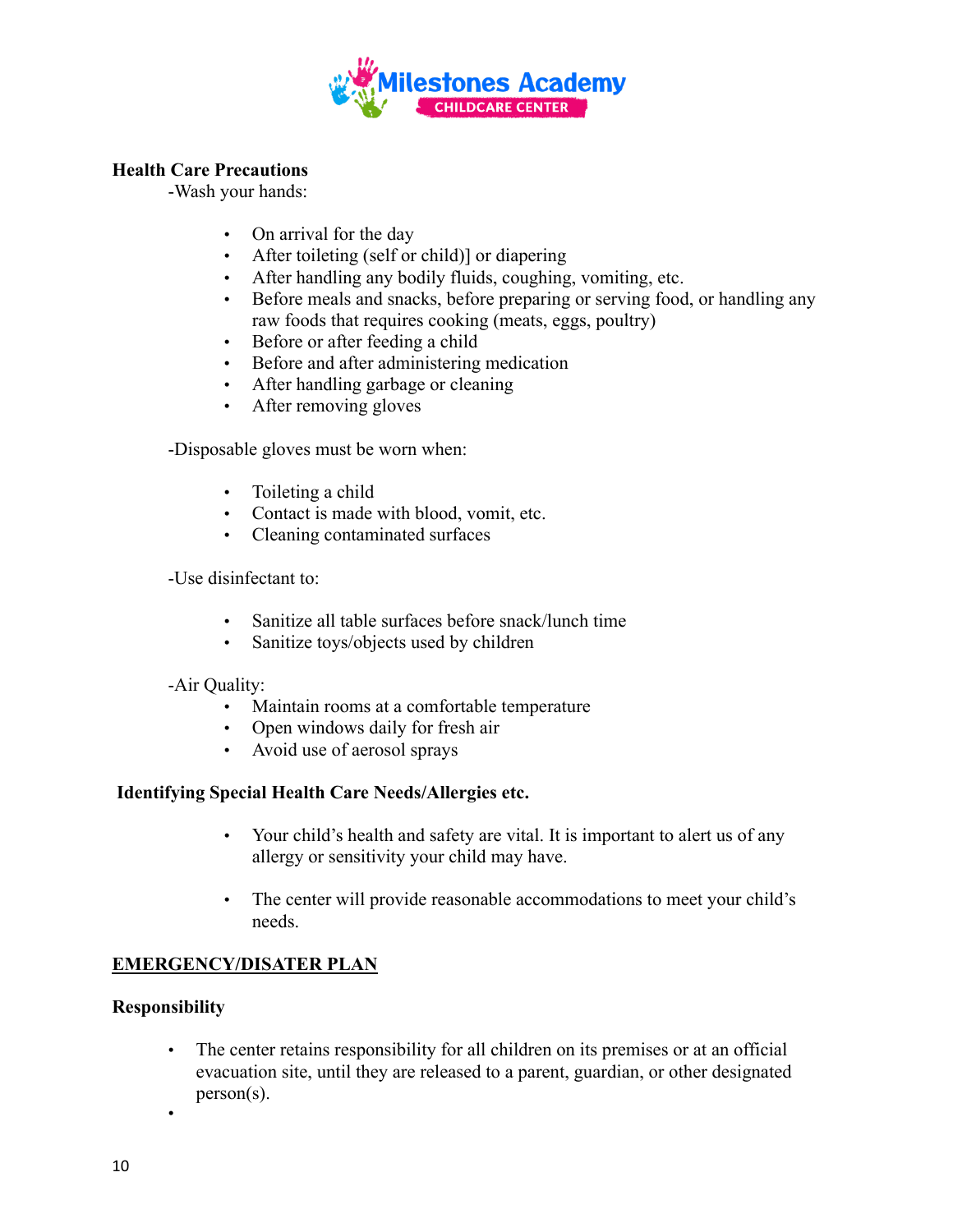**Health Care Precautions**

-Wash your hands:

- On arrival for the day
- After toileting (self or child)] or diapering
- After handling any bodily fluids, coughing, vomiting, etc.
- Before meals and snacks, before preparing or serving food, or handling any raw foods that requires cooking (meats, eggs, poultry)
- Before or after feeding a child
- Before and after administering medication
- After handling garbage or cleaning
- After removing gloves

-Disposable gloves must be worn when:

- Toileting a child
- Contact is made with blood, vomit, etc.
- Cleaning contaminated surfaces

-Use disinfectant to:

- Sanitize all table surfaces before snack/lunch time
- Sanitize toys/objects used by children

-Air Quality:

- Maintain rooms at a comfortable temperature
- Open windows daily for fresh air
- Avoid use of aerosol sprays

**Identifying Special Health Care Needs/Allergies etc.**

- Your child's health and safety are vital. It is important to alert us of any allergy or sensitivity your child may have.

- The center will provide reasonable accommodations to meet your child's needs.

## EMERGENCY/DISATER PLAN

**Responsibility**

- The center retains responsibility for all children on its premises or at an official evacuation site, until they are released to a parent, guardian, or other designated person(s).
-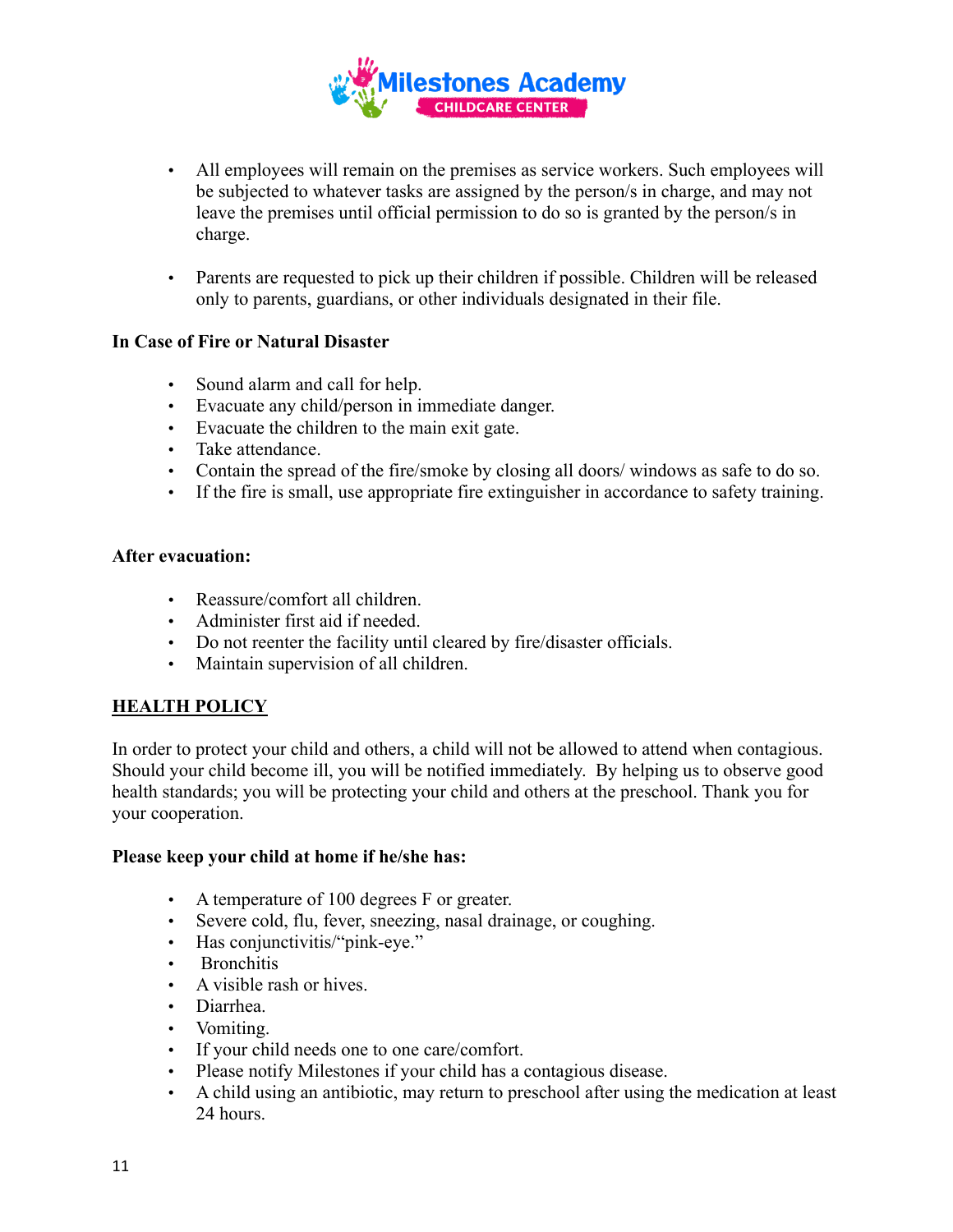- All employees will remain on the premises as service workers. Such employees will be subjected to whatever tasks are assigned by the person/s in charge, and may not leave the premises until official permission to do so is granted by the person/s in charge.

- Parents are requested to pick up their children if possible. Children will be released only to parents, guardians, or other individuals designated in their file.

**In Case of Fire or Natural Disaster**

- Sound alarm and call for help.
- Evacuate any child/person in immediate danger.
- Evacuate the children to the main exit gate.
- Take attendance.
- Contain the spread of the fire/smoke by closing all doors/ windows as safe to do so.
- If the fire is small, use appropriate fire extinguisher in accordance to safety training.

**After evacuation:**

- Reassure/comfort all children.
- Administer first aid if needed.
- Do not reenter the facility until cleared by fire/disaster officials.
- Maintain supervision of all children.

## HEALTH POLICY

In order to protect your child and others, a child will not be allowed to attend when contagious. Should your child become ill, you will be notified immediately. By helping us to observe good health standards; you will be protecting your child and others at the preschool. Thank you for your cooperation.

**Please keep your child at home if he/she has:**

- A temperature of 100 degrees F or greater.
- Severe cold, flu, fever, sneezing, nasal drainage, or coughing.
- Has conjunctivitis/"pink-eye."
- Bronchitis
- A visible rash or hives.
- Diarrhea.
- Vomiting.
- If your child needs one to one care/comfort.
- Please notify Milestones if your child has a contagious disease.
- A child using an antibiotic, may return to preschool after using the medication at least 24 hours.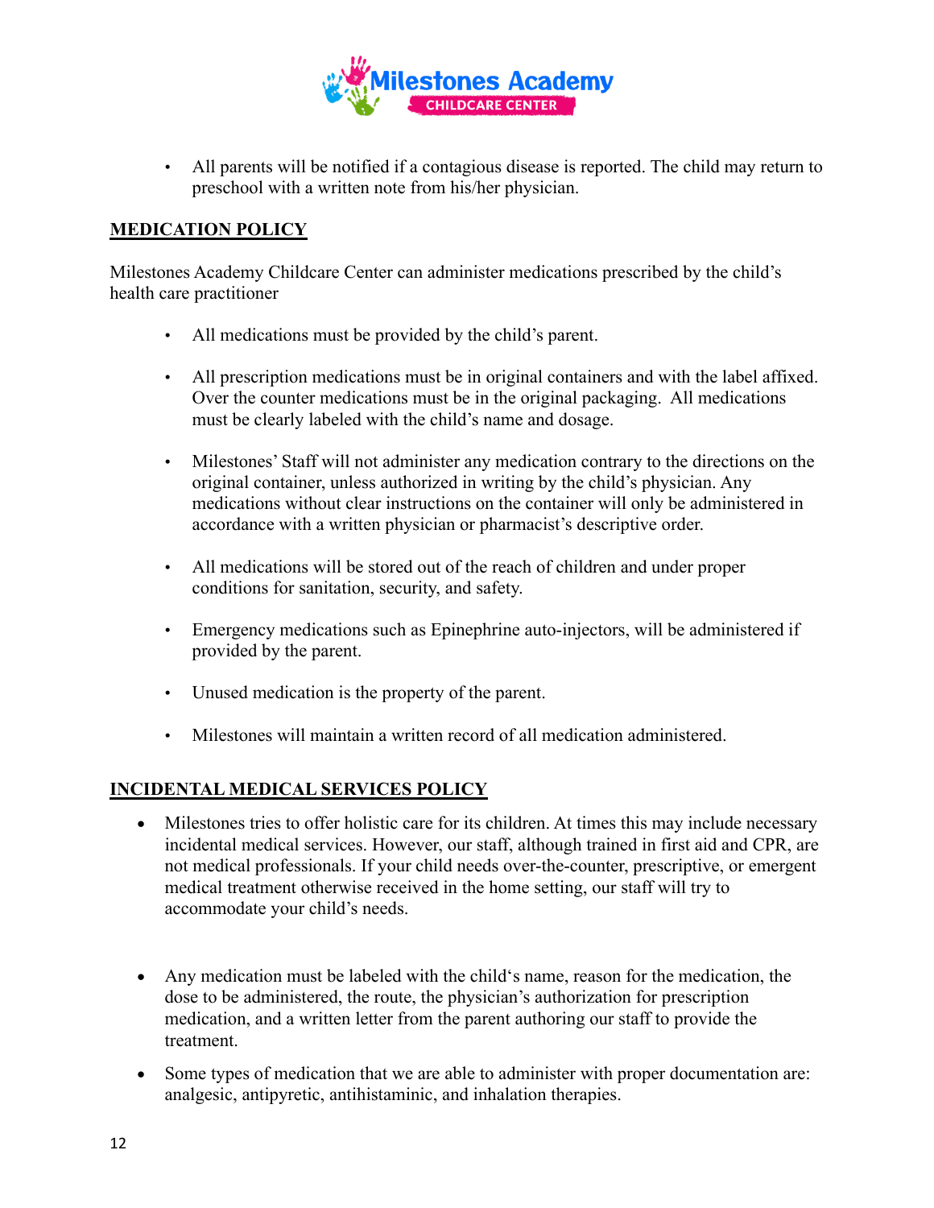- All parents will be notified if a contagious disease is reported. The child may return to preschool with a written note from his/her physician.

## MEDICATION POLICY

Milestones Academy Childcare Center can administer medications prescribed by the child's health care practitioner

- All medications must be provided by the child's parent.
- All prescription medications must be in original containers and with the label affixed. Over the counter medications must be in the original packaging. All medications must be clearly labeled with the child's name and dosage.
- Milestones' Staff will not administer any medication contrary to the directions on the original container, unless authorized in writing by the child's physician. Any medications without clear instructions on the container will only be administered in accordance with a written physician or pharmacist's descriptive order.
- All medications will be stored out of the reach of children and under proper conditions for sanitation, security, and safety.
- Emergency medications such as Epinephrine auto-injectors, will be administered if provided by the parent.
- Unused medication is the property of the parent.
- Milestones will maintain a written record of all medication administered.

## INCIDENTAL MEDICAL SERVICES POLICY

- Milestones tries to offer holistic care for its children. At times this may include necessary incidental medical services. However, our staff, although trained in first aid and CPR, are not medical professionals. If your child needs over-the-counter, prescriptive, or emergent medical treatment otherwise received in the home setting, our staff will try to accommodate your child's needs.
- Any medication must be labeled with the child's name, reason for the medication, the dose to be administered, the route, the physician's authorization for prescription medication, and a written letter from the parent authoring our staff to provide the treatment.
- Some types of medication that we are able to administer with proper documentation are: analgesic, antipyretic, antihistaminic, and inhalation therapies.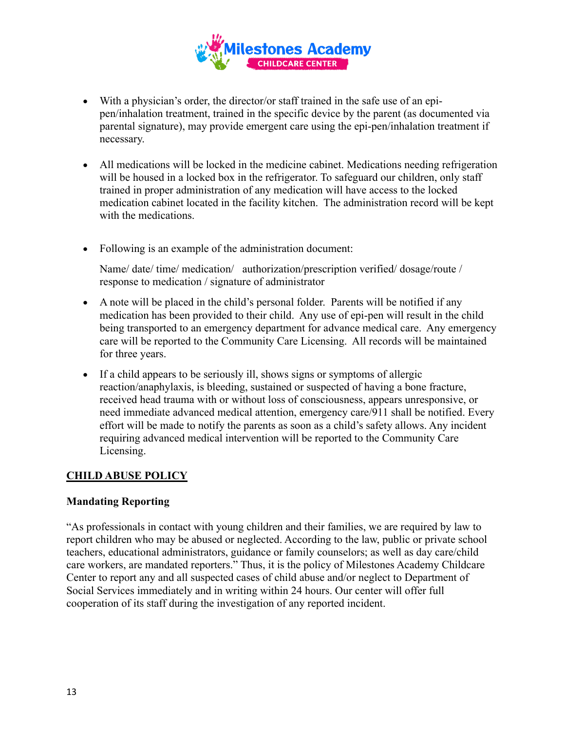- With a physician's order, the director/or staff trained in the safe use of an epi-pen/inhalation treatment, trained in the specific device by the parent (as documented via parental signature), may provide emergent care using the epi-pen/inhalation treatment if necessary.

- All medications will be locked in the medicine cabinet. Medications needing refrigeration will be housed in a locked box in the refrigerator. To safeguard our children, only staff trained in proper administration of any medication will have access to the locked medication cabinet located in the facility kitchen.  The administration record will be kept with the medications.

- Following is an example of the administration document:

  Name/ date/ time/ medication/   authorization/prescription verified/ dosage/route / response to medication / signature of administrator

- A note will be placed in the child's personal folder.  Parents will be notified if any medication has been provided to their child.  Any use of epi-pen will result in the child being transported to an emergency department for advance medical care.  Any emergency care will be reported to the Community Care Licensing.  All records will be maintained for three years.

- If a child appears to be seriously ill, shows signs or symptoms of allergic reaction/anaphylaxis, is bleeding, sustained or suspected of having a bone fracture, received head trauma with or without loss of consciousness, appears unresponsive, or need immediate advanced medical attention, emergency care/911 shall be notified. Every effort will be made to notify the parents as soon as a child's safety allows. Any incident requiring advanced medical intervention will be reported to the Community Care Licensing.

## CHILD ABUSE POLICY

### Mandating Reporting

"As professionals in contact with young children and their families, we are required by law to report children who may be abused or neglected. According to the law, public or private school teachers, educational administrators, guidance or family counselors; as well as day care/child care workers, are mandated reporters." Thus, it is the policy of Milestones Academy Childcare Center to report any and all suspected cases of child abuse and/or neglect to Department of Social Services immediately and in writing within 24 hours. Our center will offer full cooperation of its staff during the investigation of any reported incident.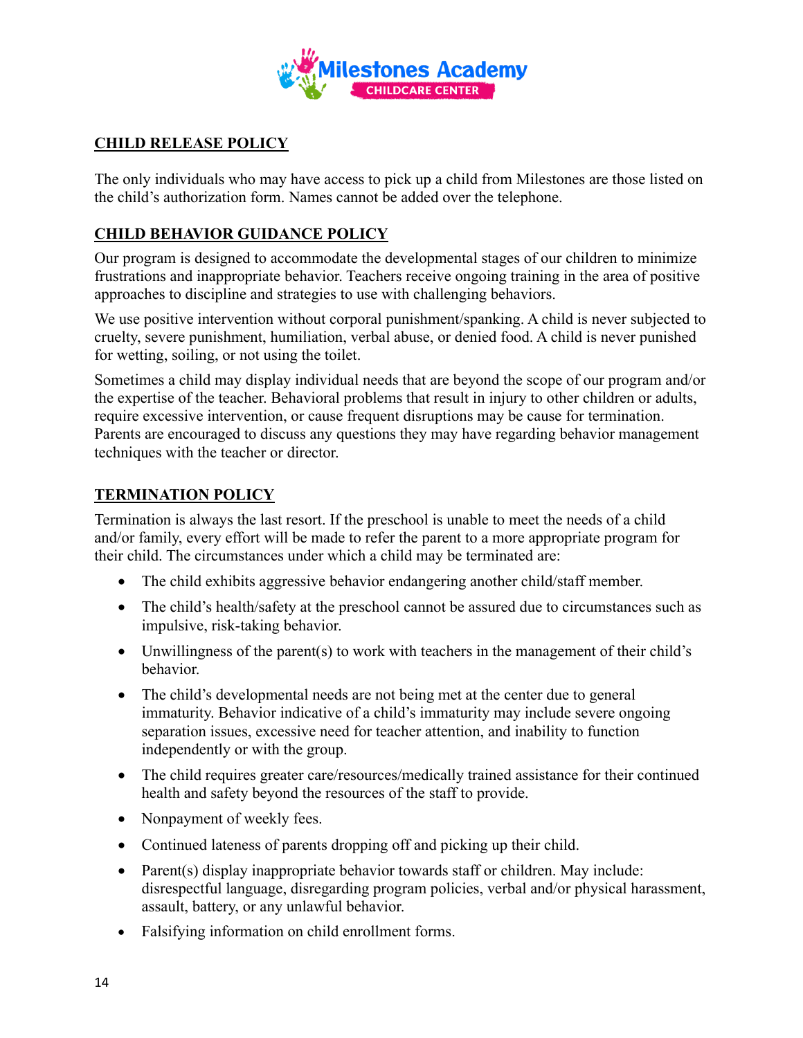## CHILD RELEASE POLICY

The only individuals who may have access to pick up a child from Milestones are those listed on the child's authorization form. Names cannot be added over the telephone.

## CHILD BEHAVIOR GUIDANCE POLICY

Our program is designed to accommodate the developmental stages of our children to minimize frustrations and inappropriate behavior. Teachers receive ongoing training in the area of positive approaches to discipline and strategies to use with challenging behaviors.

We use positive intervention without corporal punishment/spanking. A child is never subjected to cruelty, severe punishment, humiliation, verbal abuse, or denied food. A child is never punished for wetting, soiling, or not using the toilet.

Sometimes a child may display individual needs that are beyond the scope of our program and/or the expertise of the teacher. Behavioral problems that result in injury to other children or adults, require excessive intervention, or cause frequent disruptions may be cause for termination. Parents are encouraged to discuss any questions they may have regarding behavior management techniques with the teacher or director.

## TERMINATION POLICY

Termination is always the last resort. If the preschool is unable to meet the needs of a child and/or family, every effort will be made to refer the parent to a more appropriate program for their child. The circumstances under which a child may be terminated are:

- The child exhibits aggressive behavior endangering another child/staff member.
- The child's health/safety at the preschool cannot be assured due to circumstances such as impulsive, risk-taking behavior.
- Unwillingness of the parent(s) to work with teachers in the management of their child's behavior.
- The child's developmental needs are not being met at the center due to general immaturity. Behavior indicative of a child's immaturity may include severe ongoing separation issues, excessive need for teacher attention, and inability to function independently or with the group.
- The child requires greater care/resources/medically trained assistance for their continued health and safety beyond the resources of the staff to provide.
- Nonpayment of weekly fees.
- Continued lateness of parents dropping off and picking up their child.
- Parent(s) display inappropriate behavior towards staff or children. May include: disrespectful language, disregarding program policies, verbal and/or physical harassment, assault, battery, or any unlawful behavior.
- Falsifying information on child enrollment forms.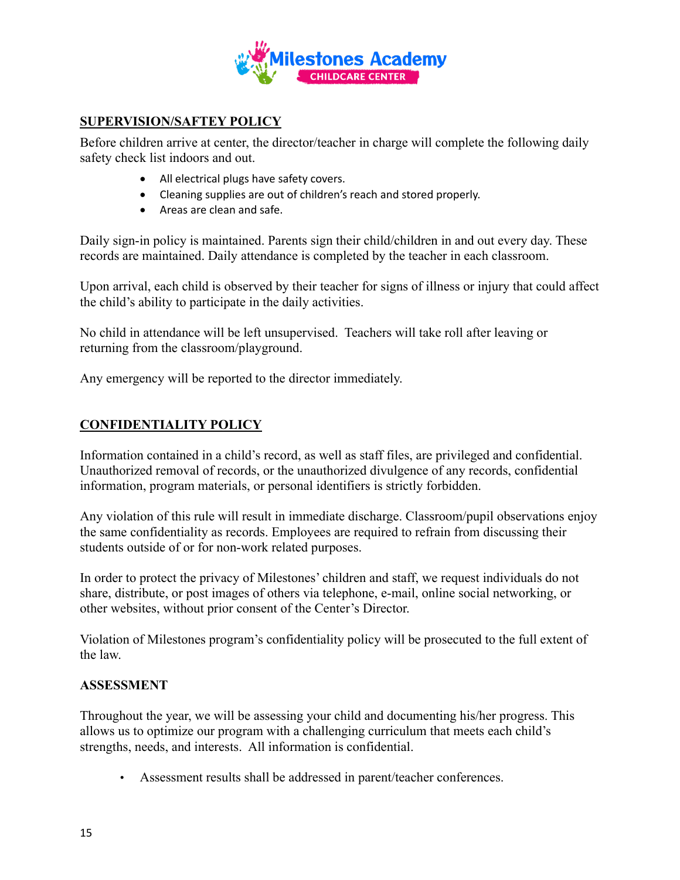## SUPERVISION/SAFTEY POLICY

Before children arrive at center, the director/teacher in charge will complete the following daily safety check list indoors and out.

- All electrical plugs have safety covers.
- Cleaning supplies are out of children's reach and stored properly.
- Areas are clean and safe.

Daily sign-in policy is maintained. Parents sign their child/children in and out every day. These records are maintained. Daily attendance is completed by the teacher in each classroom.

Upon arrival, each child is observed by their teacher for signs of illness or injury that could affect the child's ability to participate in the daily activities.

No child in attendance will be left unsupervised. Teachers will take roll after leaving or returning from the classroom/playground.

Any emergency will be reported to the director immediately.

## CONFIDENTIALITY POLICY

Information contained in a child's record, as well as staff files, are privileged and confidential. Unauthorized removal of records, or the unauthorized divulgence of any records, confidential information, program materials, or personal identifiers is strictly forbidden.

Any violation of this rule will result in immediate discharge. Classroom/pupil observations enjoy the same confidentiality as records. Employees are required to refrain from discussing their students outside of or for non-work related purposes.

In order to protect the privacy of Milestones' children and staff, we request individuals do not share, distribute, or post images of others via telephone, e-mail, online social networking, or other websites, without prior consent of the Center's Director.

Violation of Milestones program's confidentiality policy will be prosecuted to the full extent of the law.

## ASSESSMENT

Throughout the year, we will be assessing your child and documenting his/her progress. This allows us to optimize our program with a challenging curriculum that meets each child's strengths, needs, and interests. All information is confidential.

- Assessment results shall be addressed in parent/teacher conferences.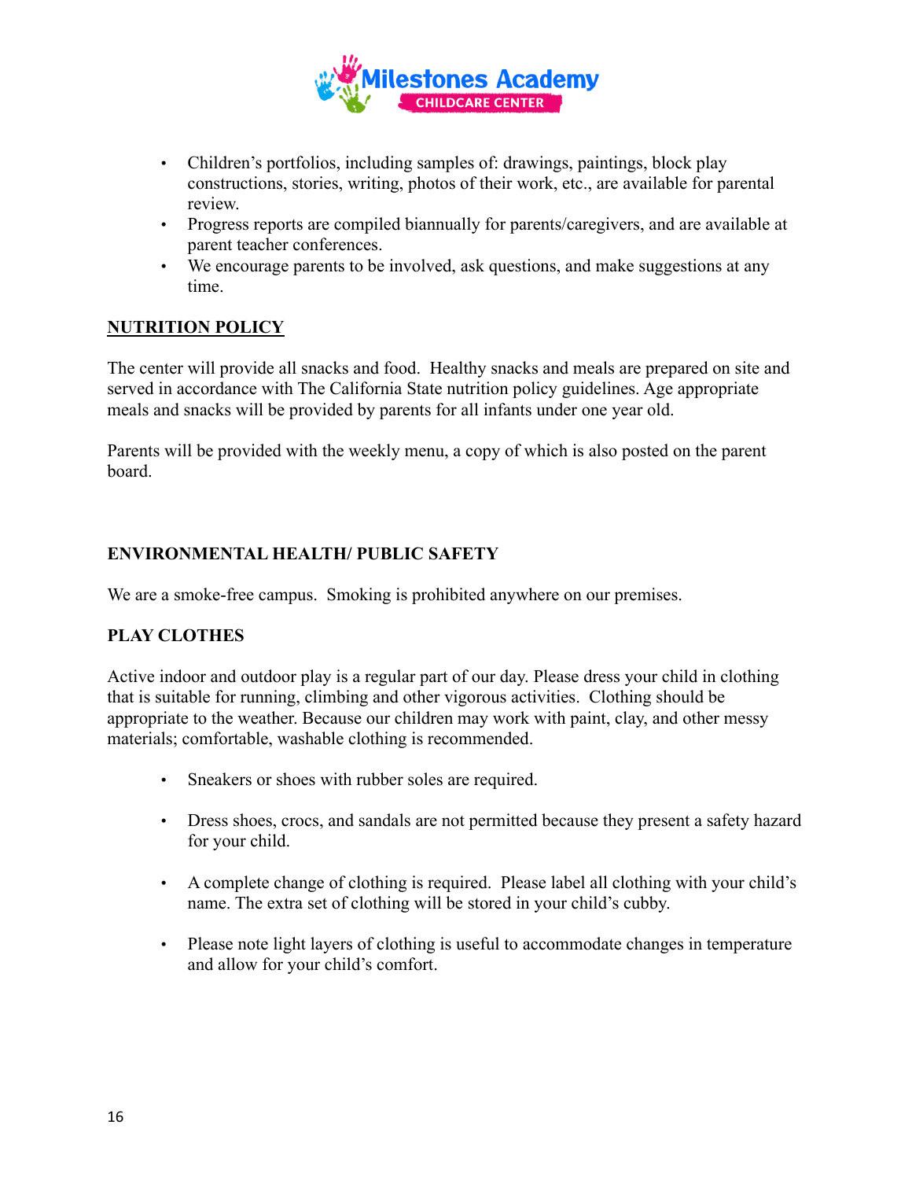- Children's portfolios, including samples of: drawings, paintings, block play constructions, stories, writing, photos of their work, etc., are available for parental review.
- Progress reports are compiled biannually for parents/caregivers, and are available at parent teacher conferences.
- We encourage parents to be involved, ask questions, and make suggestions at any time.

## NUTRITION POLICY

The center will provide all snacks and food. Healthy snacks and meals are prepared on site and served in accordance with The California State nutrition policy guidelines. Age appropriate meals and snacks will be provided by parents for all infants under one year old.

Parents will be provided with the weekly menu, a copy of which is also posted on the parent board.

## ENVIRONMENTAL HEALTH/ PUBLIC SAFETY

We are a smoke-free campus. Smoking is prohibited anywhere on our premises.

## PLAY CLOTHES

Active indoor and outdoor play is a regular part of our day. Please dress your child in clothing that is suitable for running, climbing and other vigorous activities. Clothing should be appropriate to the weather. Because our children may work with paint, clay, and other messy materials; comfortable, washable clothing is recommended.

- Sneakers or shoes with rubber soles are required.
- Dress shoes, crocs, and sandals are not permitted because they present a safety hazard for your child.
- A complete change of clothing is required. Please label all clothing with your child's name. The extra set of clothing will be stored in your child's cubby.
- Please note light layers of clothing is useful to accommodate changes in temperature and allow for your child's comfort.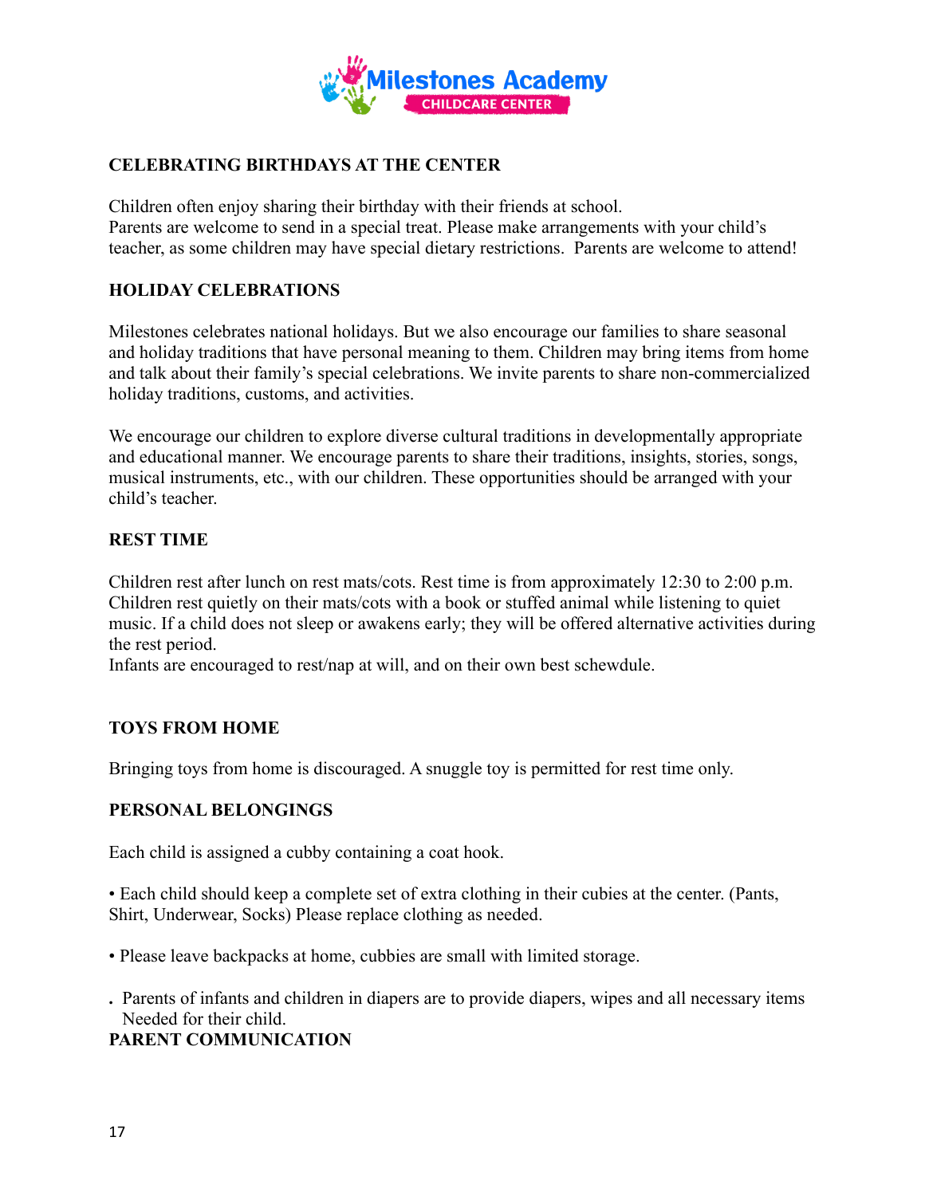## CELEBRATING BIRTHDAYS AT THE CENTER

Children often enjoy sharing their birthday with their friends at school.
Parents are welcome to send in a special treat. Please make arrangements with your child's teacher, as some children may have special dietary restrictions. Parents are welcome to attend!

## HOLIDAY CELEBRATIONS

Milestones celebrates national holidays. But we also encourage our families to share seasonal and holiday traditions that have personal meaning to them. Children may bring items from home and talk about their family's special celebrations. We invite parents to share non-commercialized holiday traditions, customs, and activities.

We encourage our children to explore diverse cultural traditions in developmentally appropriate and educational manner. We encourage parents to share their traditions, insights, stories, songs, musical instruments, etc., with our children. These opportunities should be arranged with your child's teacher.

## REST TIME

Children rest after lunch on rest mats/cots. Rest time is from approximately 12:30 to 2:00 p.m. Children rest quietly on their mats/cots with a book or stuffed animal while listening to quiet music. If a child does not sleep or awakens early; they will be offered alternative activities during the rest period.
Infants are encouraged to rest/nap at will, and on their own best schewdule.

## TOYS FROM HOME

Bringing toys from home is discouraged. A snuggle toy is permitted for rest time only.

## PERSONAL BELONGINGS

Each child is assigned a cubby containing a coat hook.

- Each child should keep a complete set of extra clothing in their cubies at the center. (Pants, Shirt, Underwear, Socks) Please replace clothing as needed.

- Please leave backpacks at home, cubbies are small with limited storage.

- Parents of infants and children in diapers are to provide diapers, wipes and all necessary items Needed for their child.

## PARENT COMMUNICATION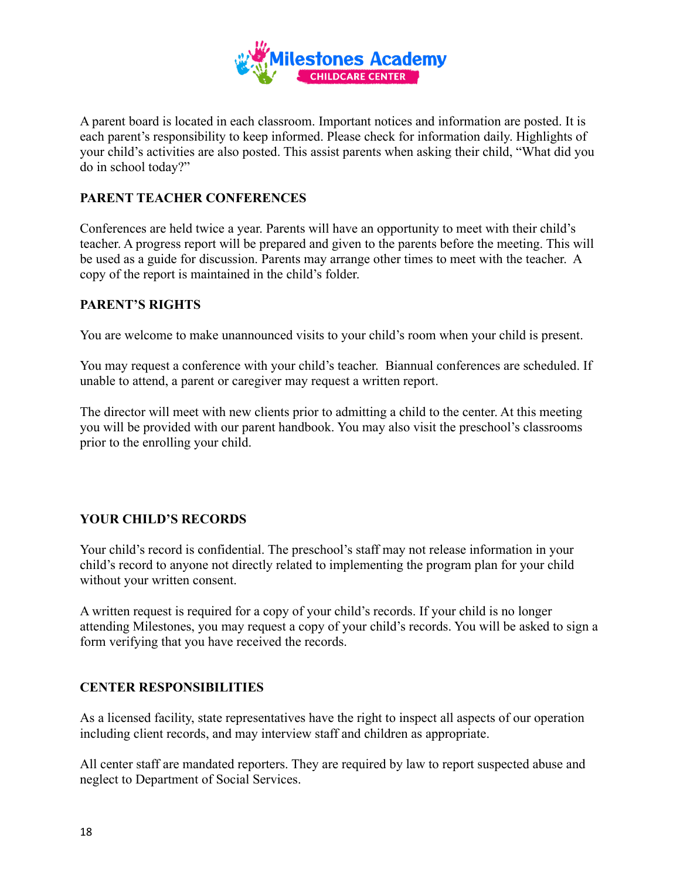A parent board is located in each classroom. Important notices and information are posted. It is each parent's responsibility to keep informed. Please check for information daily. Highlights of your child's activities are also posted. This assist parents when asking their child, "What did you do in school today?"

**PARENT TEACHER CONFERENCES**

Conferences are held twice a year. Parents will have an opportunity to meet with their child's teacher. A progress report will be prepared and given to the parents before the meeting. This will be used as a guide for discussion. Parents may arrange other times to meet with the teacher. A copy of the report is maintained in the child's folder.

**PARENT'S RIGHTS**

You are welcome to make unannounced visits to your child's room when your child is present.

You may request a conference with your child's teacher. Biannual conferences are scheduled. If unable to attend, a parent or caregiver may request a written report.

The director will meet with new clients prior to admitting a child to the center. At this meeting you will be provided with our parent handbook. You may also visit the preschool's classrooms prior to the enrolling your child.

**YOUR CHILD'S RECORDS**

Your child's record is confidential. The preschool's staff may not release information in your child's record to anyone not directly related to implementing the program plan for your child without your written consent.

A written request is required for a copy of your child's records. If your child is no longer attending Milestones, you may request a copy of your child's records. You will be asked to sign a form verifying that you have received the records.

**CENTER RESPONSIBILITIES**

As a licensed facility, state representatives have the right to inspect all aspects of our operation including client records, and may interview staff and children as appropriate.

All center staff are mandated reporters. They are required by law to report suspected abuse and neglect to Department of Social Services.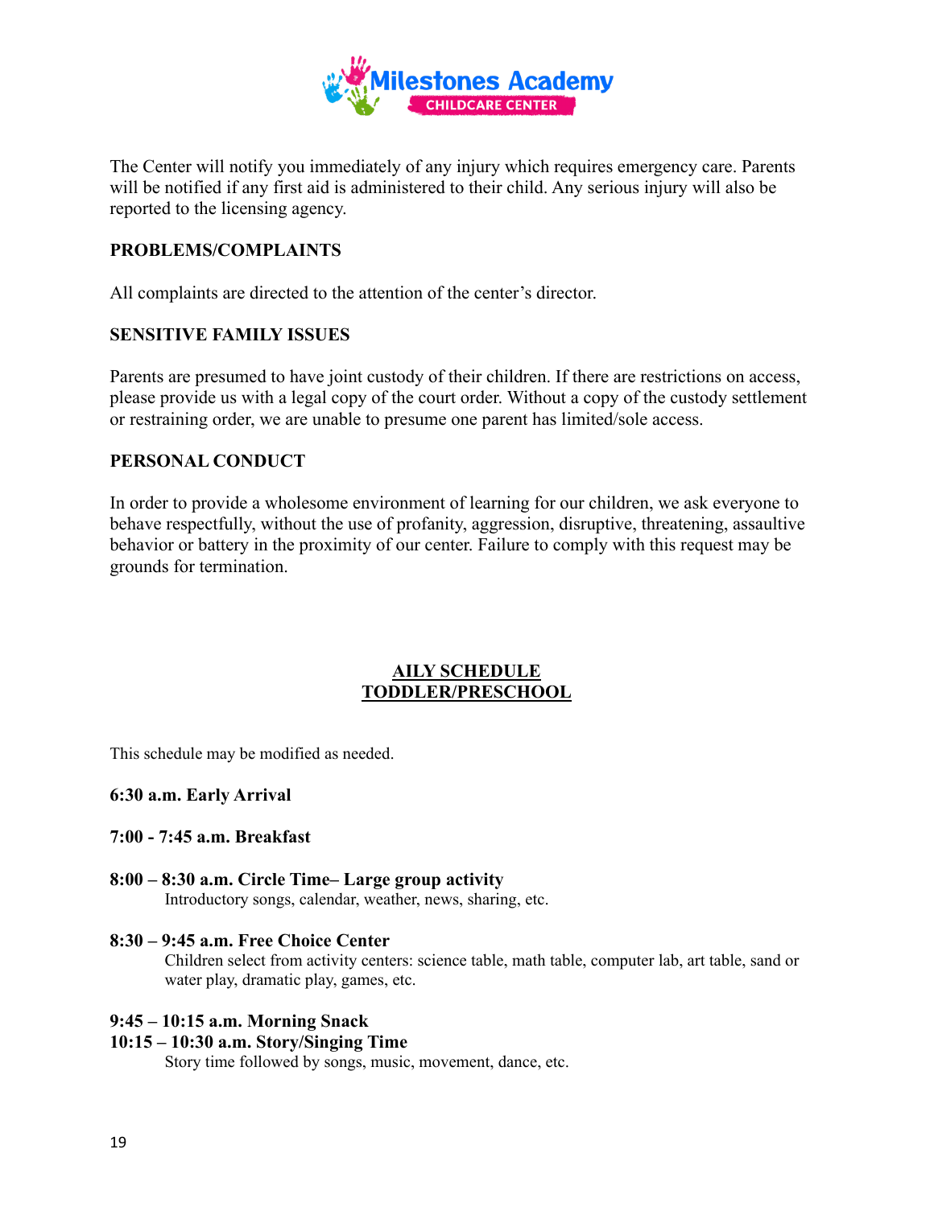The Center will notify you immediately of any injury which requires emergency care. Parents will be notified if any first aid is administered to their child. Any serious injury will also be reported to the licensing agency.

## PROBLEMS/COMPLAINTS

All complaints are directed to the attention of the center's director.

## SENSITIVE FAMILY ISSUES

Parents are presumed to have joint custody of their children. If there are restrictions on access, please provide us with a legal copy of the court order. Without a copy of the custody settlement or restraining order, we are unable to presume one parent has limited/sole access.

## PERSONAL CONDUCT

In order to provide a wholesome environment of learning for our children, we ask everyone to behave respectfully, without the use of profanity, aggression, disruptive, threatening, assaultive behavior or battery in the proximity of our center. Failure to comply with this request may be grounds for termination.

## AILY SCHEDULE
## TODDLER/PRESCHOOL

This schedule may be modified as needed.

**6:30 a.m. Early Arrival**

**7:00 - 7:45 a.m. Breakfast**

**8:00 – 8:30 a.m. Circle Time– Large group activity**
Introductory songs, calendar, weather, news, sharing, etc.

**8:30 – 9:45 a.m. Free Choice Center**
Children select from activity centers: science table, math table, computer lab, art table, sand or water play, dramatic play, games, etc.

**9:45 – 10:15 a.m. Morning Snack**

**10:15 – 10:30 a.m. Story/Singing Time**
Story time followed by songs, music, movement, dance, etc.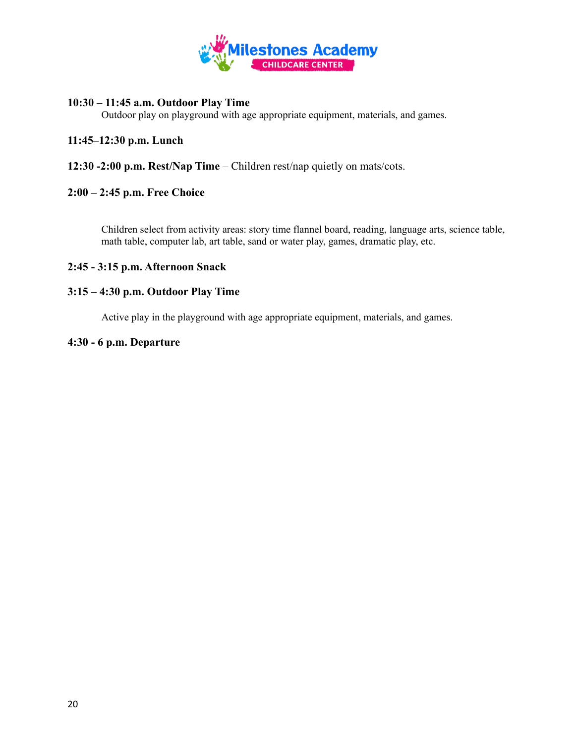**10:30 – 11:45 a.m. Outdoor Play Time**

Outdoor play on playground with age appropriate equipment, materials, and games.

**11:45–12:30 p.m. Lunch**

**12:30 -2:00 p.m. Rest/Nap Time** – Children rest/nap quietly on mats/cots.

**2:00 – 2:45 p.m. Free Choice**

Children select from activity areas: story time flannel board, reading, language arts, science table, math table, computer lab, art table, sand or water play, games, dramatic play, etc.

**2:45 - 3:15 p.m. Afternoon Snack**

**3:15 – 4:30 p.m. Outdoor Play Time**

Active play in the playground with age appropriate equipment, materials, and games.

**4:30 - 6 p.m. Departure**